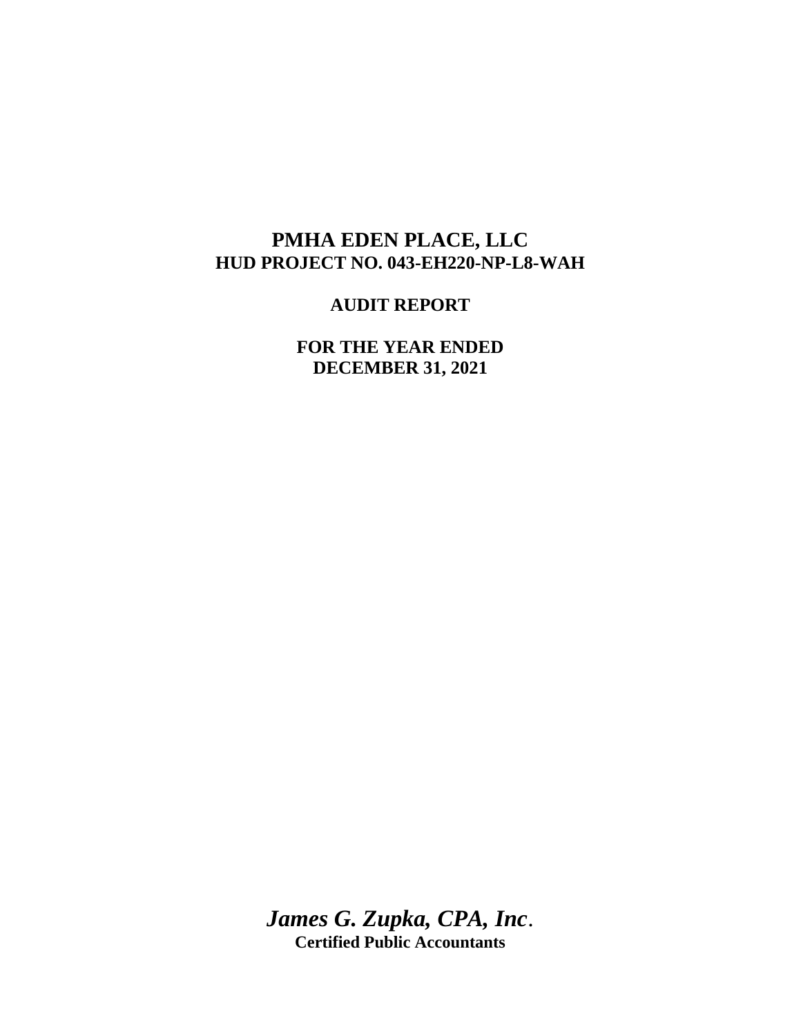# PMHA EDEN PLACE, LLC
## HUD PROJECT NO. 043-EH220-NP-L8-WAH

**AUDIT REPORT**

**FOR THE YEAR ENDED**
**DECEMBER 31, 2021**

***James G. Zupka, CPA, Inc*.**
**Certified Public Accountants**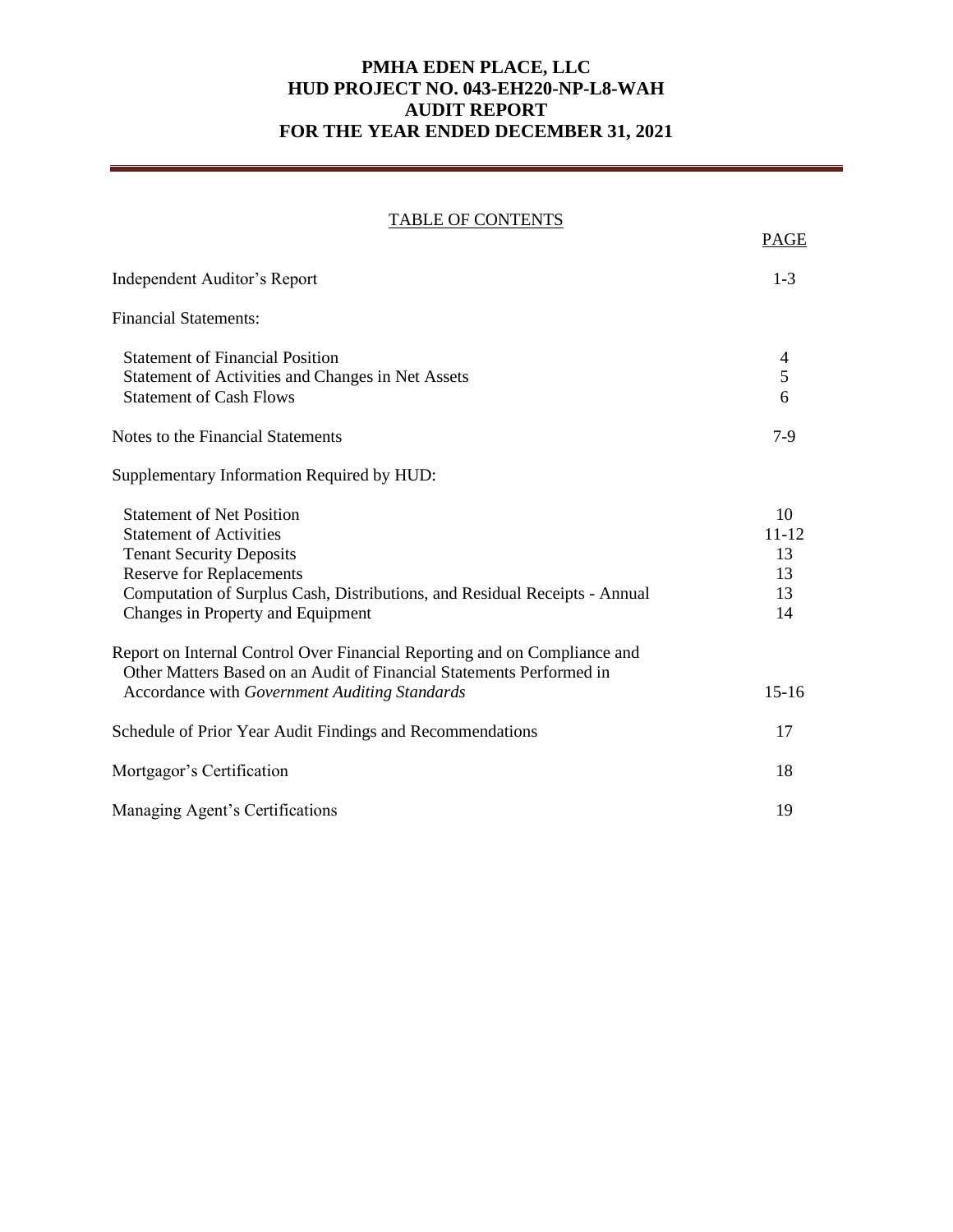# PMHA EDEN PLACE, LLC
# HUD PROJECT NO. 043-EH220-NP-L8-WAH
# AUDIT REPORT
# FOR THE YEAR ENDED DECEMBER 31, 2021

## TABLE OF CONTENTS

| | PAGE |
|---|---|
| Independent Auditor's Report | 1-3 |
| Financial Statements: | |
| Statement of Financial Position | 4 |
| Statement of Activities and Changes in Net Assets | 5 |
| Statement of Cash Flows | 6 |
| Notes to the Financial Statements | 7-9 |
| Supplementary Information Required by HUD: | |
| Statement of Net Position | 10 |
| Statement of Activities | 11-12 |
| Tenant Security Deposits | 13 |
| Reserve for Replacements | 13 |
| Computation of Surplus Cash, Distributions, and Residual Receipts - Annual | 13 |
| Changes in Property and Equipment | 14 |
| Report on Internal Control Over Financial Reporting and on Compliance and Other Matters Based on an Audit of Financial Statements Performed in Accordance with *Government Auditing Standards* | 15-16 |
| Schedule of Prior Year Audit Findings and Recommendations | 17 |
| Mortgagor's Certification | 18 |
| Managing Agent's Certifications | 19 |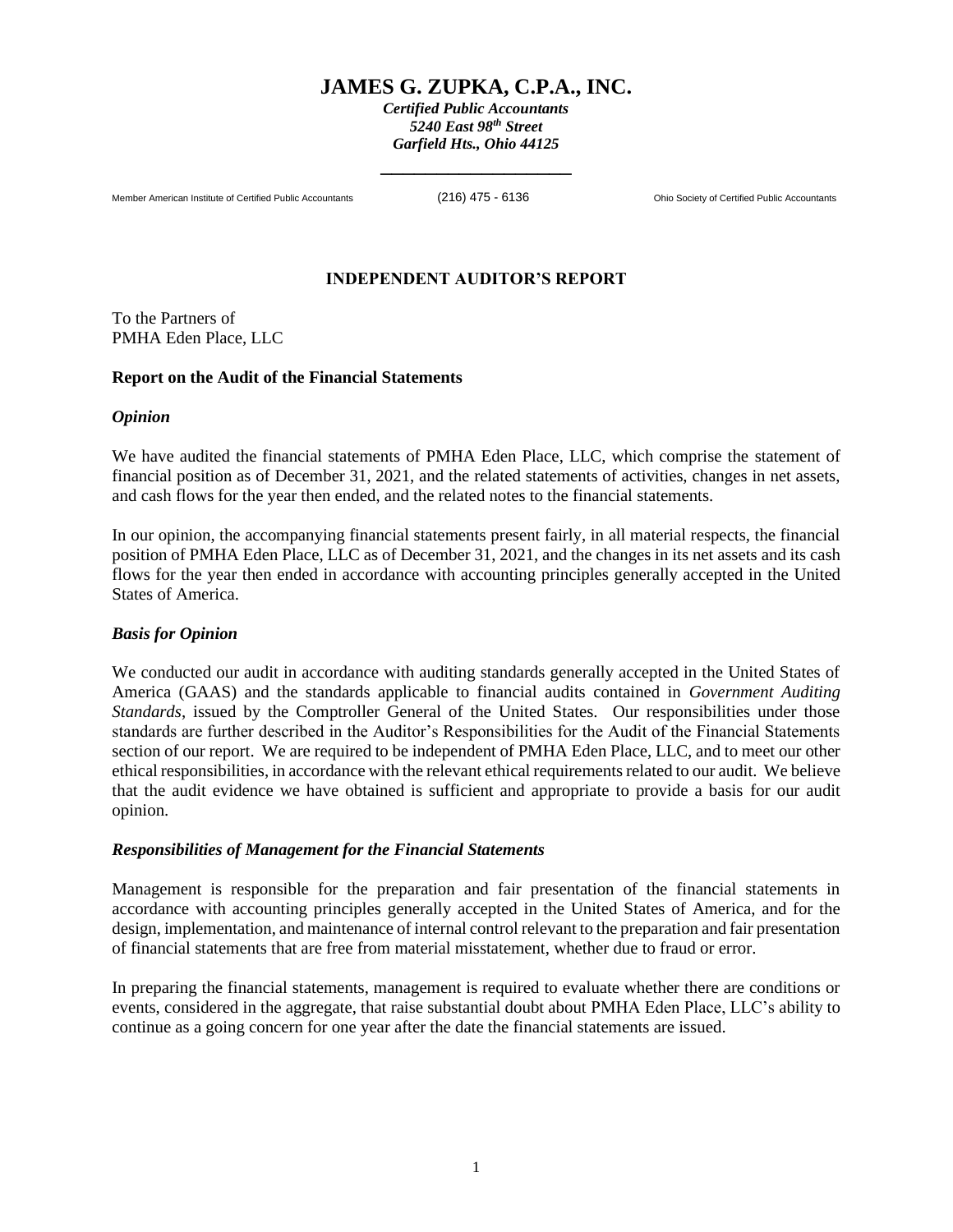# JAMES G. ZUPKA, C.P.A., INC.

***Certified Public Accountants***
***5240 East 98th Street***
***Garfield Hts., Ohio 44125***

Member American Institute of Certified Public Accountants (216) 475 - 6136 Ohio Society of Certified Public Accountants

## INDEPENDENT AUDITOR'S REPORT

To the Partners of
PMHA Eden Place, LLC

### Report on the Audit of the Financial Statements

#### *Opinion*

We have audited the financial statements of PMHA Eden Place, LLC, which comprise the statement of financial position as of December 31, 2021, and the related statements of activities, changes in net assets, and cash flows for the year then ended, and the related notes to the financial statements.

In our opinion, the accompanying financial statements present fairly, in all material respects, the financial position of PMHA Eden Place, LLC as of December 31, 2021, and the changes in its net assets and its cash flows for the year then ended in accordance with accounting principles generally accepted in the United States of America.

#### *Basis for Opinion*

We conducted our audit in accordance with auditing standards generally accepted in the United States of America (GAAS) and the standards applicable to financial audits contained in *Government Auditing Standards*, issued by the Comptroller General of the United States. Our responsibilities under those standards are further described in the Auditor's Responsibilities for the Audit of the Financial Statements section of our report. We are required to be independent of PMHA Eden Place, LLC, and to meet our other ethical responsibilities, in accordance with the relevant ethical requirements related to our audit. We believe that the audit evidence we have obtained is sufficient and appropriate to provide a basis for our audit opinion.

#### *Responsibilities of Management for the Financial Statements*

Management is responsible for the preparation and fair presentation of the financial statements in accordance with accounting principles generally accepted in the United States of America, and for the design, implementation, and maintenance of internal control relevant to the preparation and fair presentation of financial statements that are free from material misstatement, whether due to fraud or error.

In preparing the financial statements, management is required to evaluate whether there are conditions or events, considered in the aggregate, that raise substantial doubt about PMHA Eden Place, LLC's ability to continue as a going concern for one year after the date the financial statements are issued.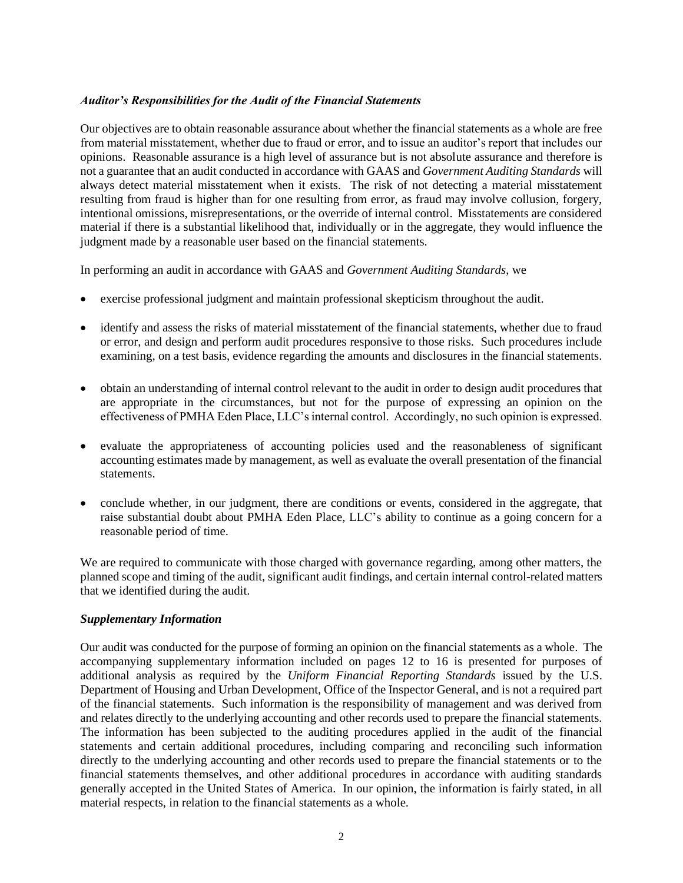***Auditor's Responsibilities for the Audit of the Financial Statements***

Our objectives are to obtain reasonable assurance about whether the financial statements as a whole are free from material misstatement, whether due to fraud or error, and to issue an auditor's report that includes our opinions. Reasonable assurance is a high level of assurance but is not absolute assurance and therefore is not a guarantee that an audit conducted in accordance with GAAS and *Government Auditing Standards* will always detect material misstatement when it exists. The risk of not detecting a material misstatement resulting from fraud is higher than for one resulting from error, as fraud may involve collusion, forgery, intentional omissions, misrepresentations, or the override of internal control. Misstatements are considered material if there is a substantial likelihood that, individually or in the aggregate, they would influence the judgment made by a reasonable user based on the financial statements.

In performing an audit in accordance with GAAS and *Government Auditing Standards*, we

- exercise professional judgment and maintain professional skepticism throughout the audit.
- identify and assess the risks of material misstatement of the financial statements, whether due to fraud or error, and design and perform audit procedures responsive to those risks. Such procedures include examining, on a test basis, evidence regarding the amounts and disclosures in the financial statements.
- obtain an understanding of internal control relevant to the audit in order to design audit procedures that are appropriate in the circumstances, but not for the purpose of expressing an opinion on the effectiveness of PMHA Eden Place, LLC's internal control. Accordingly, no such opinion is expressed.
- evaluate the appropriateness of accounting policies used and the reasonableness of significant accounting estimates made by management, as well as evaluate the overall presentation of the financial statements.
- conclude whether, in our judgment, there are conditions or events, considered in the aggregate, that raise substantial doubt about PMHA Eden Place, LLC's ability to continue as a going concern for a reasonable period of time.

We are required to communicate with those charged with governance regarding, among other matters, the planned scope and timing of the audit, significant audit findings, and certain internal control-related matters that we identified during the audit.

***Supplementary Information***

Our audit was conducted for the purpose of forming an opinion on the financial statements as a whole. The accompanying supplementary information included on pages 12 to 16 is presented for purposes of additional analysis as required by the *Uniform Financial Reporting Standards* issued by the U.S. Department of Housing and Urban Development, Office of the Inspector General, and is not a required part of the financial statements. Such information is the responsibility of management and was derived from and relates directly to the underlying accounting and other records used to prepare the financial statements. The information has been subjected to the auditing procedures applied in the audit of the financial statements and certain additional procedures, including comparing and reconciling such information directly to the underlying accounting and other records used to prepare the financial statements or to the financial statements themselves, and other additional procedures in accordance with auditing standards generally accepted in the United States of America. In our opinion, the information is fairly stated, in all material respects, in relation to the financial statements as a whole.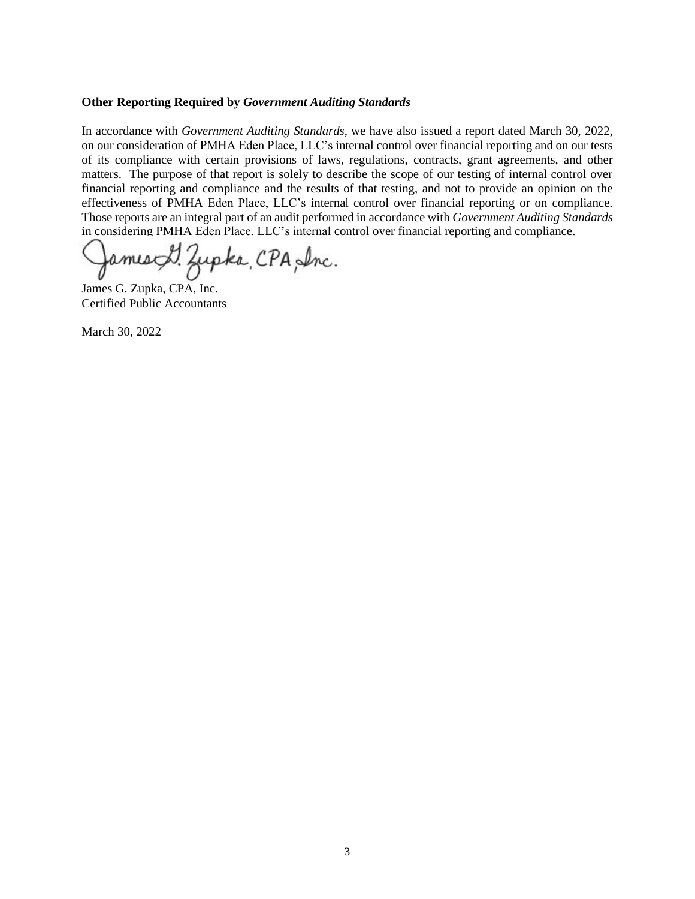**Other Reporting Required by *Government Auditing Standards***

In accordance with *Government Auditing Standards*, we have also issued a report dated March 30, 2022, on our consideration of PMHA Eden Place, LLC's internal control over financial reporting and on our tests of its compliance with certain provisions of laws, regulations, contracts, grant agreements, and other matters. The purpose of that report is solely to describe the scope of our testing of internal control over financial reporting and compliance and the results of that testing, and not to provide an opinion on the effectiveness of PMHA Eden Place, LLC's internal control over financial reporting or on compliance. Those reports are an integral part of an audit performed in accordance with *Government Auditing Standards* in considering PMHA Eden Place, LLC's internal control over financial reporting and compliance.

James G. Zupka, CPA, Inc.

James G. Zupka, CPA, Inc.
Certified Public Accountants

March 30, 2022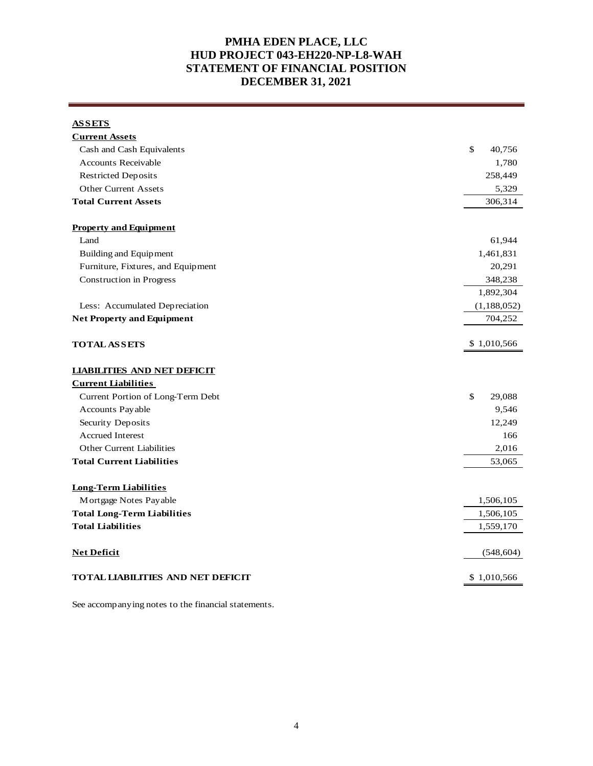# PMHA EDEN PLACE, LLC
# HUD PROJECT 043-EH220-NP-L8-WAH
# STATEMENT OF FINANCIAL POSITION
# DECEMBER 31, 2021

| | |
|---|---|
| **ASSETS** | |
| **Current Assets** | |
| Cash and Cash Equivalents | $ 40,756 |
| Accounts Receivable | 1,780 |
| Restricted Deposits | 258,449 |
| Other Current Assets | 5,329 |
| **Total Current Assets** | 306,314 |
| | |
| **Property and Equipment** | |
| Land | 61,944 |
| Building and Equipment | 1,461,831 |
| Furniture, Fixtures, and Equipment | 20,291 |
| Construction in Progress | 348,238 |
| | 1,892,304 |
| Less: Accumulated Depreciation | (1,188,052) |
| **Net Property and Equipment** | 704,252 |
| | |
| **TOTAL ASSETS** | $ 1,010,566 |
| | |
| **LIABILITIES AND NET DEFICIT** | |
| **Current Liabilities** | |
| Current Portion of Long-Term Debt | $ 29,088 |
| Accounts Payable | 9,546 |
| Security Deposits | 12,249 |
| Accrued Interest | 166 |
| Other Current Liabilities | 2,016 |
| **Total Current Liabilities** | 53,065 |
| | |
| **Long-Term Liabilities** | |
| Mortgage Notes Payable | 1,506,105 |
| **Total Long-Term Liabilities** | 1,506,105 |
| **Total Liabilities** | 1,559,170 |
| | |
| **Net Deficit** | (548,604) |
| | |
| **TOTAL LIABILITIES AND NET DEFICIT** | $ 1,010,566 |

See accompanying notes to the financial statements.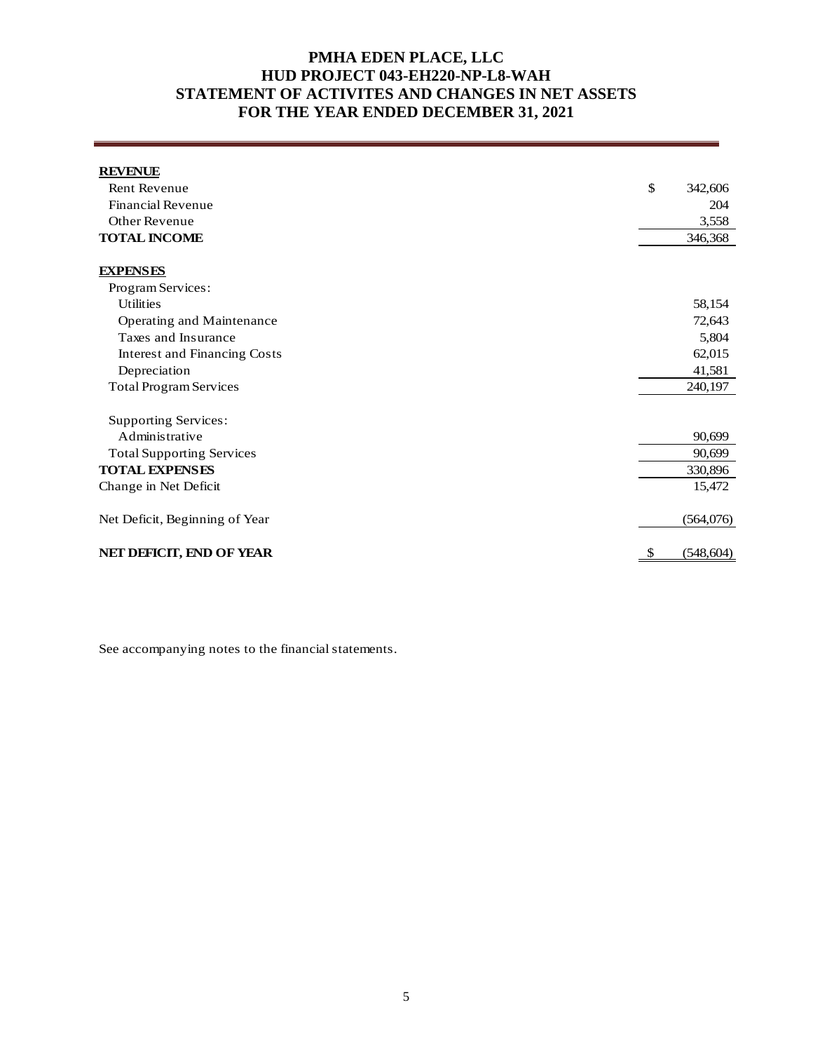# PMHA EDEN PLACE, LLC
# HUD PROJECT 043-EH220-NP-L8-WAH
# STATEMENT OF ACTIVITES AND CHANGES IN NET ASSETS
# FOR THE YEAR ENDED DECEMBER 31, 2021

| | |
|---|---|
| **REVENUE** | |
| Rent Revenue | $ 342,606 |
| Financial Revenue | 204 |
| Other Revenue | 3,558 |
| **TOTAL INCOME** | 346,368 |
| | |
| **EXPENSES** | |
| Program Services: | |
| Utilities | 58,154 |
| Operating and Maintenance | 72,643 |
| Taxes and Insurance | 5,804 |
| Interest and Financing Costs | 62,015 |
| Depreciation | 41,581 |
| Total Program Services | 240,197 |
| | |
| Supporting Services: | |
| Administrative | 90,699 |
| Total Supporting Services | 90,699 |
| **TOTAL EXPENSES** | 330,896 |
| Change in Net Deficit | 15,472 |
| | |
| Net Deficit, Beginning of Year | (564,076) |
| | |
| **NET DEFICIT, END OF YEAR** | $ (548,604) |

See accompanying notes to the financial statements.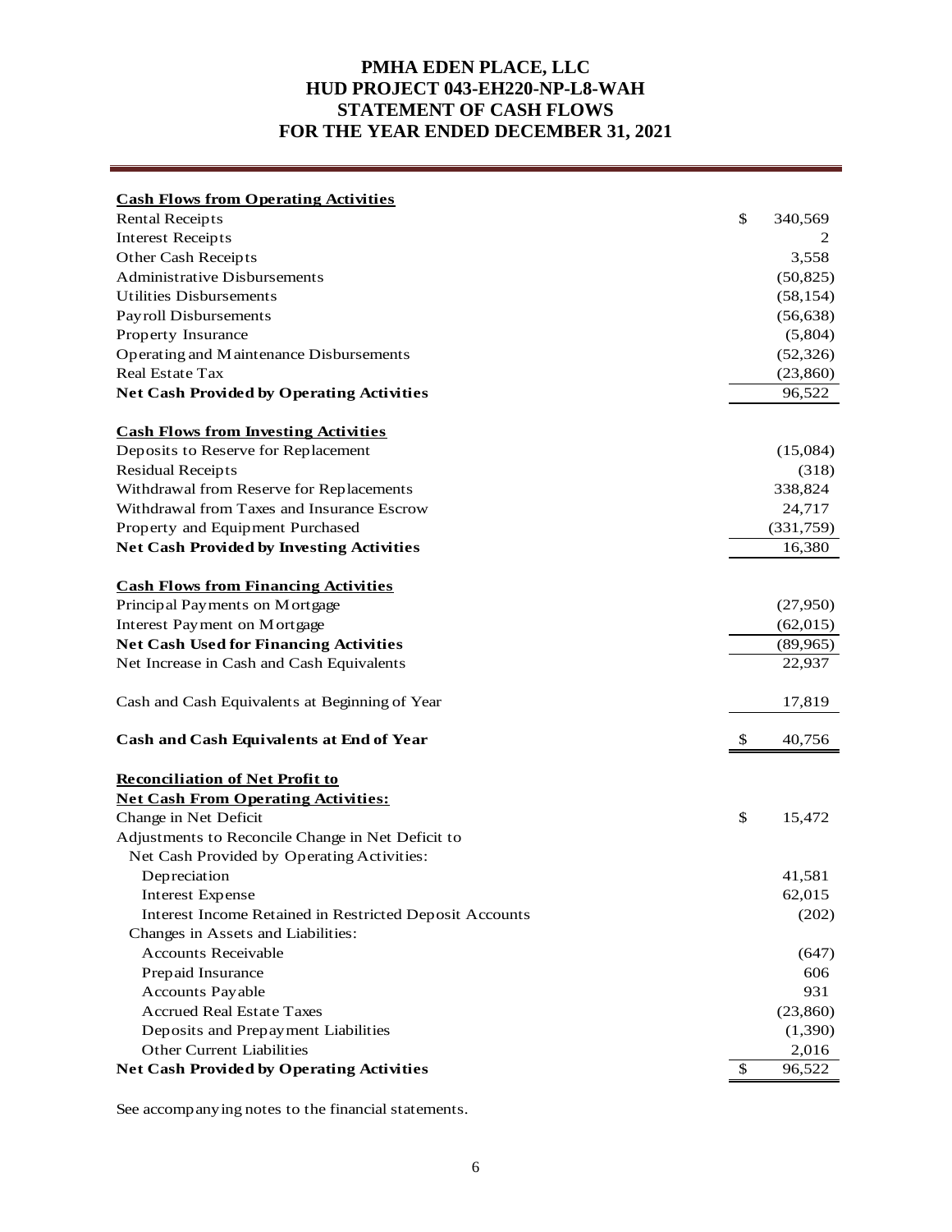# PMHA EDEN PLACE, LLC
# HUD PROJECT 043-EH220-NP-L8-WAH
# STATEMENT OF CASH FLOWS
# FOR THE YEAR ENDED DECEMBER 31, 2021

| | |
|---|---|
| **Cash Flows from Operating Activities** | |
| Rental Receipts | $ 340,569 |
| Interest Receipts | 2 |
| Other Cash Receipts | 3,558 |
| Administrative Disbursements | (50,825) |
| Utilities Disbursements | (58,154) |
| Payroll Disbursements | (56,638) |
| Property Insurance | (5,804) |
| Operating and Maintenance Disbursements | (52,326) |
| Real Estate Tax | (23,860) |
| **Net Cash Provided by Operating Activities** | 96,522 |
| **Cash Flows from Investing Activities** | |
| Deposits to Reserve for Replacement | (15,084) |
| Residual Receipts | (318) |
| Withdrawal from Reserve for Replacements | 338,824 |
| Withdrawal from Taxes and Insurance Escrow | 24,717 |
| Property and Equipment Purchased | (331,759) |
| **Net Cash Provided by Investing Activities** | 16,380 |
| **Cash Flows from Financing Activities** | |
| Principal Payments on Mortgage | (27,950) |
| Interest Payment on Mortgage | (62,015) |
| **Net Cash Used for Financing Activities** | (89,965) |
| Net Increase in Cash and Cash Equivalents | 22,937 |
| Cash and Cash Equivalents at Beginning of Year | 17,819 |
| **Cash and Cash Equivalents at End of Year** | $ 40,756 |
| **Reconciliation of Net Profit to** | |
| **Net Cash From Operating Activities:** | |
| Change in Net Deficit | $ 15,472 |
| Adjustments to Reconcile Change in Net Deficit to | |
| Net Cash Provided by Operating Activities: | |
| Depreciation | 41,581 |
| Interest Expense | 62,015 |
| Interest Income Retained in Restricted Deposit Accounts | (202) |
| Changes in Assets and Liabilities: | |
| Accounts Receivable | (647) |
| Prepaid Insurance | 606 |
| Accounts Payable | 931 |
| Accrued Real Estate Taxes | (23,860) |
| Deposits and Prepayment Liabilities | (1,390) |
| Other Current Liabilities | 2,016 |
| **Net Cash Provided by Operating Activities** | $ 96,522 |

See accompanying notes to the financial statements.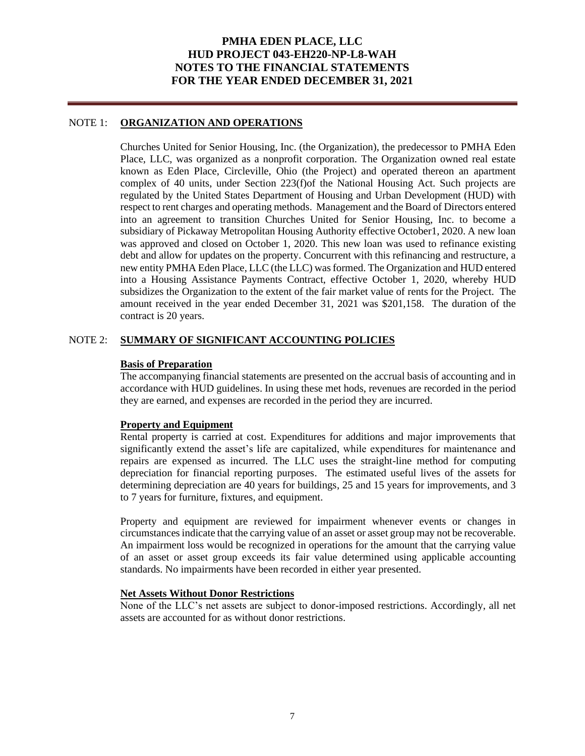# PMHA EDEN PLACE, LLC
# HUD PROJECT 043-EH220-NP-L8-WAH
# NOTES TO THE FINANCIAL STATEMENTS
# FOR THE YEAR ENDED DECEMBER 31, 2021

## NOTE 1: ORGANIZATION AND OPERATIONS

Churches United for Senior Housing, Inc. (the Organization), the predecessor to PMHA Eden Place, LLC, was organized as a nonprofit corporation. The Organization owned real estate known as Eden Place, Circleville, Ohio (the Project) and operated thereon an apartment complex of 40 units, under Section 223(f)of the National Housing Act. Such projects are regulated by the United States Department of Housing and Urban Development (HUD) with respect to rent charges and operating methods. Management and the Board of Directors entered into an agreement to transition Churches United for Senior Housing, Inc. to become a subsidiary of Pickaway Metropolitan Housing Authority effective October1, 2020. A new loan was approved and closed on October 1, 2020. This new loan was used to refinance existing debt and allow for updates on the property. Concurrent with this refinancing and restructure, a new entity PMHA Eden Place, LLC (the LLC) was formed. The Organization and HUD entered into a Housing Assistance Payments Contract, effective October 1, 2020, whereby HUD subsidizes the Organization to the extent of the fair market value of rents for the Project. The amount received in the year ended December 31, 2021 was $201,158. The duration of the contract is 20 years.

## NOTE 2: SUMMARY OF SIGNIFICANT ACCOUNTING POLICIES

### Basis of Preparation

The accompanying financial statements are presented on the accrual basis of accounting and in accordance with HUD guidelines. In using these met hods, revenues are recorded in the period they are earned, and expenses are recorded in the period they are incurred.

### Property and Equipment

Rental property is carried at cost. Expenditures for additions and major improvements that significantly extend the asset's life are capitalized, while expenditures for maintenance and repairs are expensed as incurred. The LLC uses the straight-line method for computing depreciation for financial reporting purposes. The estimated useful lives of the assets for determining depreciation are 40 years for buildings, 25 and 15 years for improvements, and 3 to 7 years for furniture, fixtures, and equipment.

Property and equipment are reviewed for impairment whenever events or changes in circumstances indicate that the carrying value of an asset or asset group may not be recoverable. An impairment loss would be recognized in operations for the amount that the carrying value of an asset or asset group exceeds its fair value determined using applicable accounting standards. No impairments have been recorded in either year presented.

### Net Assets Without Donor Restrictions

None of the LLC's net assets are subject to donor-imposed restrictions. Accordingly, all net assets are accounted for as without donor restrictions.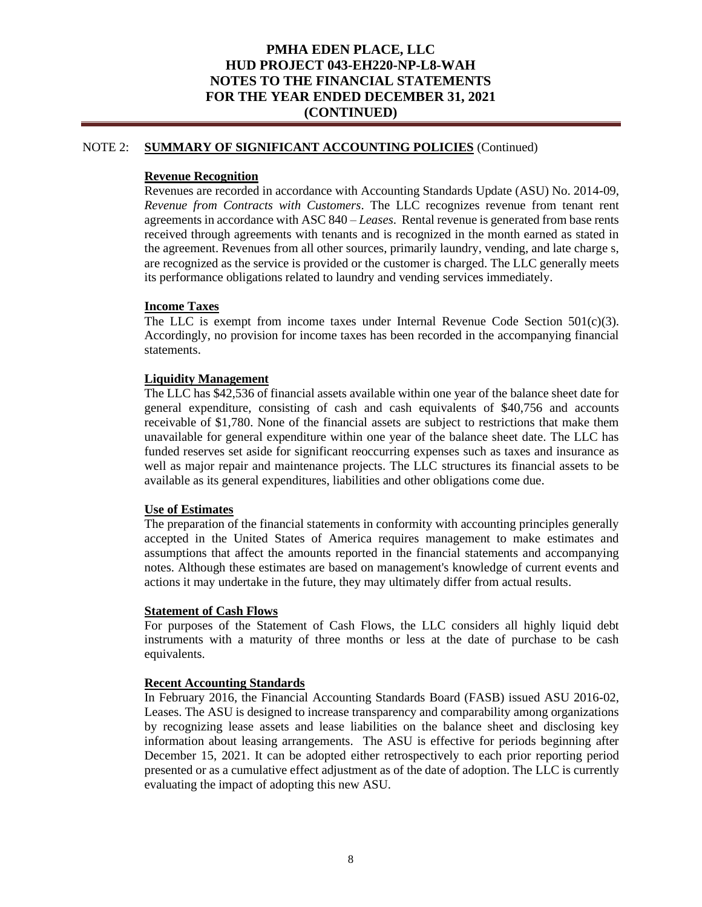## NOTE 2: **SUMMARY OF SIGNIFICANT ACCOUNTING POLICIES** (Continued)

### Revenue Recognition

Revenues are recorded in accordance with Accounting Standards Update (ASU) No. 2014-09, *Revenue from Contracts with Customers*. The LLC recognizes revenue from tenant rent agreements in accordance with ASC 840 – *Leases*. Rental revenue is generated from base rents received through agreements with tenants and is recognized in the month earned as stated in the agreement. Revenues from all other sources, primarily laundry, vending, and late charge s, are recognized as the service is provided or the customer is charged. The LLC generally meets its performance obligations related to laundry and vending services immediately.

### Income Taxes

The LLC is exempt from income taxes under Internal Revenue Code Section 501(c)(3). Accordingly, no provision for income taxes has been recorded in the accompanying financial statements.

### Liquidity Management

The LLC has $42,536 of financial assets available within one year of the balance sheet date for general expenditure, consisting of cash and cash equivalents of $40,756 and accounts receivable of $1,780. None of the financial assets are subject to restrictions that make them unavailable for general expenditure within one year of the balance sheet date. The LLC has funded reserves set aside for significant reoccurring expenses such as taxes and insurance as well as major repair and maintenance projects. The LLC structures its financial assets to be available as its general expenditures, liabilities and other obligations come due.

### Use of Estimates

The preparation of the financial statements in conformity with accounting principles generally accepted in the United States of America requires management to make estimates and assumptions that affect the amounts reported in the financial statements and accompanying notes. Although these estimates are based on management's knowledge of current events and actions it may undertake in the future, they may ultimately differ from actual results.

### Statement of Cash Flows

For purposes of the Statement of Cash Flows, the LLC considers all highly liquid debt instruments with a maturity of three months or less at the date of purchase to be cash equivalents.

### Recent Accounting Standards

In February 2016, the Financial Accounting Standards Board (FASB) issued ASU 2016-02, Leases. The ASU is designed to increase transparency and comparability among organizations by recognizing lease assets and lease liabilities on the balance sheet and disclosing key information about leasing arrangements. The ASU is effective for periods beginning after December 15, 2021. It can be adopted either retrospectively to each prior reporting period presented or as a cumulative effect adjustment as of the date of adoption. The LLC is currently evaluating the impact of adopting this new ASU.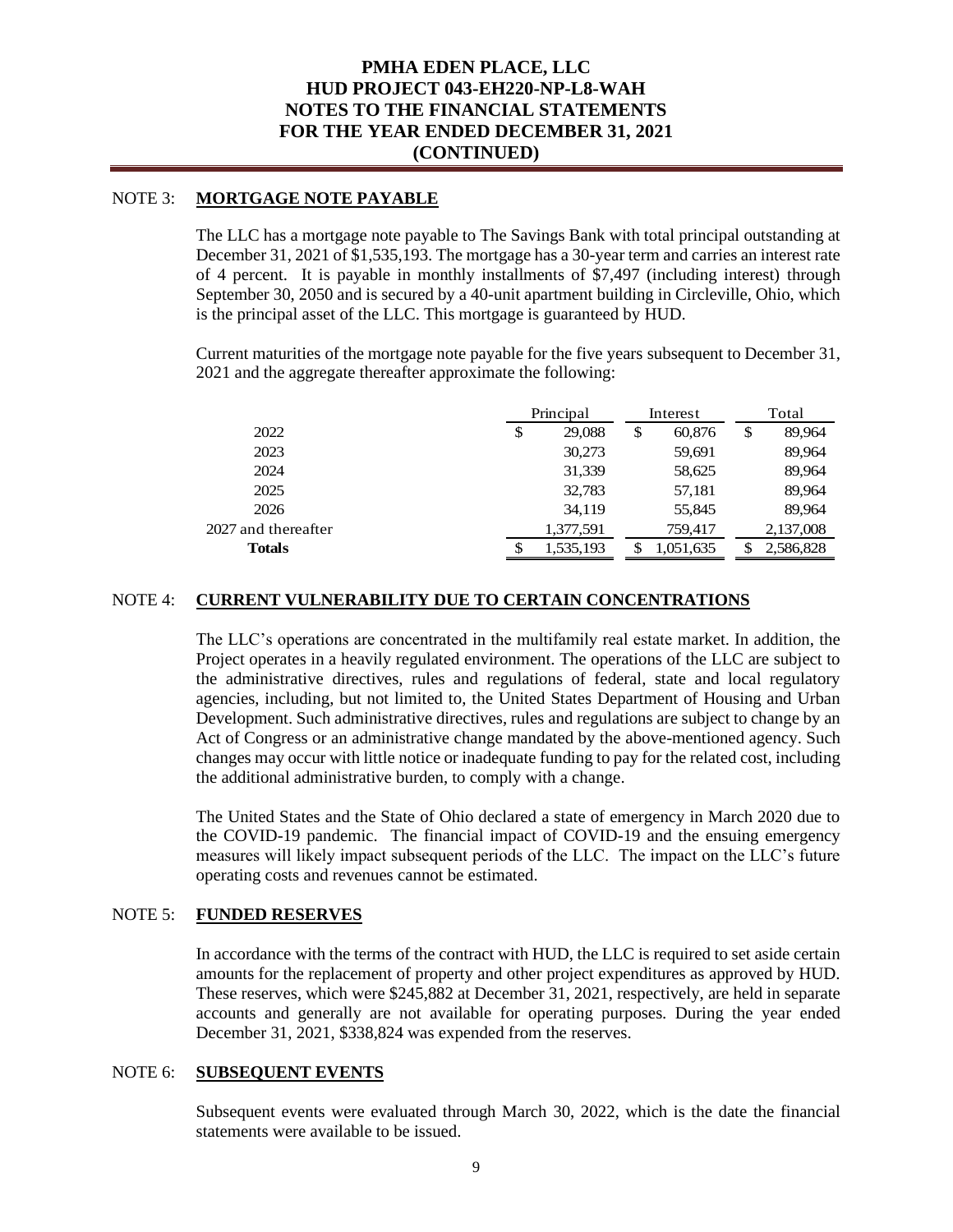# PMHA EDEN PLACE, LLC
# HUD PROJECT 043-EH220-NP-L8-WAH
# NOTES TO THE FINANCIAL STATEMENTS
# FOR THE YEAR ENDED DECEMBER 31, 2021
# (CONTINUED)

## NOTE 3: MORTGAGE NOTE PAYABLE

The LLC has a mortgage note payable to The Savings Bank with total principal outstanding at December 31, 2021 of $1,535,193. The mortgage has a 30-year term and carries an interest rate of 4 percent. It is payable in monthly installments of $7,497 (including interest) through September 30, 2050 and is secured by a 40-unit apartment building in Circleville, Ohio, which is the principal asset of the LLC. This mortgage is guaranteed by HUD.

Current maturities of the mortgage note payable for the five years subsequent to December 31, 2021 and the aggregate thereafter approximate the following:

| | Principal | Interest | Total |
|---|---|---|---|
| 2022 | $ 29,088 | $ 60,876 | $ 89,964 |
| 2023 | 30,273 | 59,691 | 89,964 |
| 2024 | 31,339 | 58,625 | 89,964 |
| 2025 | 32,783 | 57,181 | 89,964 |
| 2026 | 34,119 | 55,845 | 89,964 |
| 2027 and thereafter | 1,377,591 | 759,417 | 2,137,008 |
| **Totals** | $ 1,535,193 | $ 1,051,635 | $ 2,586,828 |

## NOTE 4: CURRENT VULNERABILITY DUE TO CERTAIN CONCENTRATIONS

The LLC's operations are concentrated in the multifamily real estate market. In addition, the Project operates in a heavily regulated environment. The operations of the LLC are subject to the administrative directives, rules and regulations of federal, state and local regulatory agencies, including, but not limited to, the United States Department of Housing and Urban Development. Such administrative directives, rules and regulations are subject to change by an Act of Congress or an administrative change mandated by the above-mentioned agency. Such changes may occur with little notice or inadequate funding to pay for the related cost, including the additional administrative burden, to comply with a change.

The United States and the State of Ohio declared a state of emergency in March 2020 due to the COVID-19 pandemic. The financial impact of COVID-19 and the ensuing emergency measures will likely impact subsequent periods of the LLC. The impact on the LLC's future operating costs and revenues cannot be estimated.

## NOTE 5: FUNDED RESERVES

In accordance with the terms of the contract with HUD, the LLC is required to set aside certain amounts for the replacement of property and other project expenditures as approved by HUD. These reserves, which were $245,882 at December 31, 2021, respectively, are held in separate accounts and generally are not available for operating purposes. During the year ended December 31, 2021, $338,824 was expended from the reserves.

## NOTE 6: SUBSEQUENT EVENTS

Subsequent events were evaluated through March 30, 2022, which is the date the financial statements were available to be issued.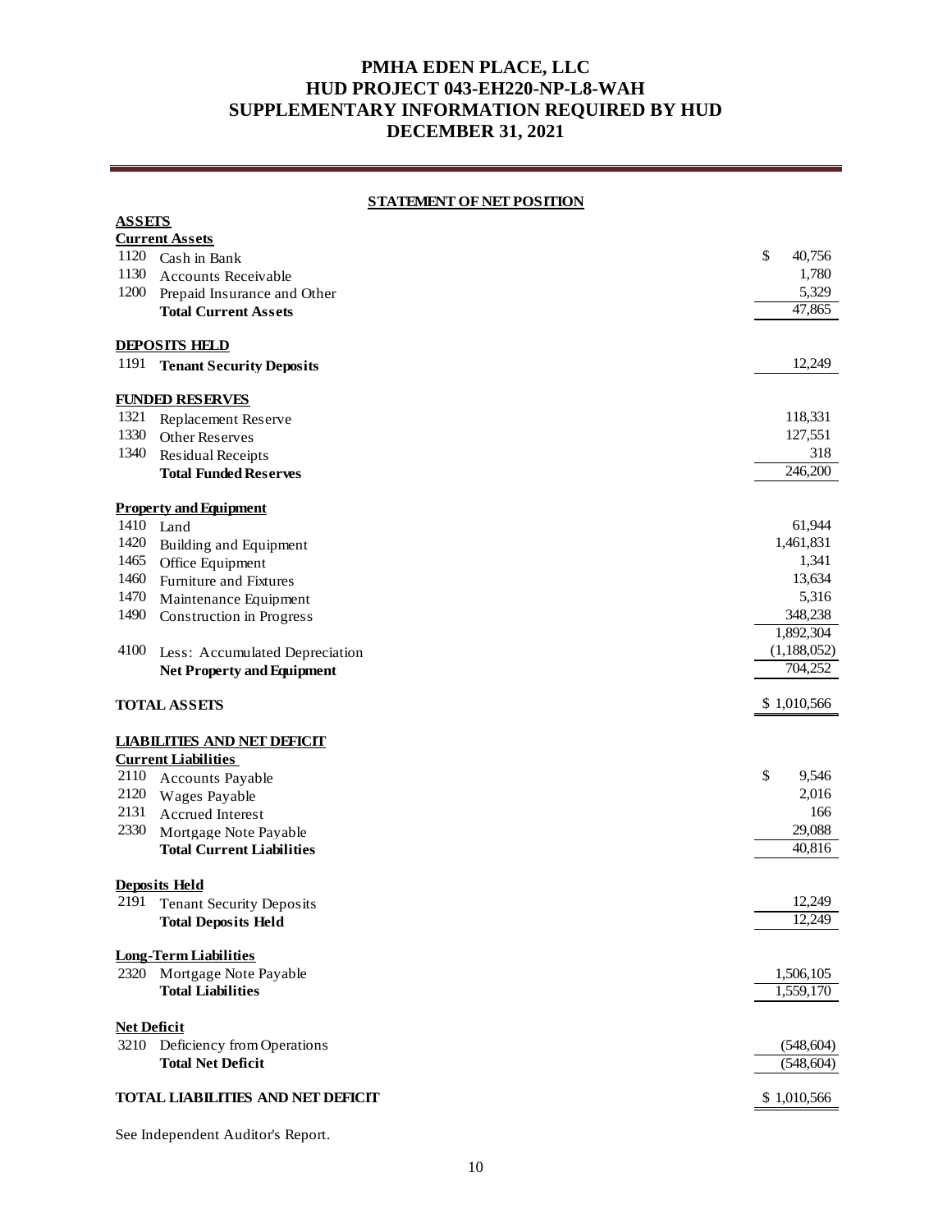# PMHA EDEN PLACE, LLC
# HUD PROJECT 043-EH220-NP-L8-WAH
# SUPPLEMENTARY INFORMATION REQUIRED BY HUD
# DECEMBER 31, 2021

## STATEMENT OF NET POSITION

| | | |
|---|---|---|
| **ASSETS** | | |
| | **Current Assets** | |
| 1120 | Cash in Bank | $ 40,756 |
| 1130 | Accounts Receivable | 1,780 |
| 1200 | Prepaid Insurance and Other | 5,329 |
| | **Total Current Assets** | 47,865 |
| | **DEPOSITS HELD** | |
| 1191 | **Tenant Security Deposits** | 12,249 |
| | **FUNDED RESERVES** | |
| 1321 | Replacement Reserve | 118,331 |
| 1330 | Other Reserves | 127,551 |
| 1340 | Residual Receipts | 318 |
| | **Total Funded Reserves** | 246,200 |
| | **Property and Equipment** | |
| 1410 | Land | 61,944 |
| 1420 | Building and Equipment | 1,461,831 |
| 1465 | Office Equipment | 1,341 |
| 1460 | Furniture and Fixtures | 13,634 |
| 1470 | Maintenance Equipment | 5,316 |
| 1490 | Construction in Progress | 348,238 |
| | | 1,892,304 |
| 4100 | Less: Accumulated Depreciation | (1,188,052) |
| | **Net Property and Equipment** | 704,252 |
| | **TOTAL ASSETS** | $ 1,010,566 |
| | **LIABILITIES AND NET DEFICIT** | |
| | **Current Liabilities** | |
| 2110 | Accounts Payable | $ 9,546 |
| 2120 | Wages Payable | 2,016 |
| 2131 | Accrued Interest | 166 |
| 2330 | Mortgage Note Payable | 29,088 |
| | **Total Current Liabilities** | 40,816 |
| | **Deposits Held** | |
| 2191 | Tenant Security Deposits | 12,249 |
| | **Total Deposits Held** | 12,249 |
| | **Long-Term Liabilities** | |
| 2320 | Mortgage Note Payable | 1,506,105 |
| | **Total Liabilities** | 1,559,170 |
| **Net Deficit** | | |
| 3210 | Deficiency from Operations | (548,604) |
| | **Total Net Deficit** | (548,604) |
| | **TOTAL LIABILITIES AND NET DEFICIT** | $ 1,010,566 |

See Independent Auditor's Report.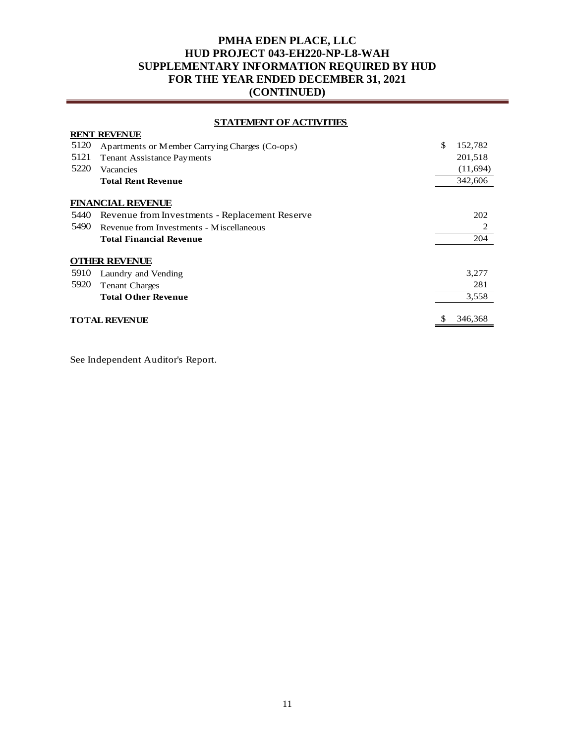# PMHA EDEN PLACE, LLC
# HUD PROJECT 043-EH220-NP-L8-WAH
# SUPPLEMENTARY INFORMATION REQUIRED BY HUD
# FOR THE YEAR ENDED DECEMBER 31, 2021
# (CONTINUED)

## STATEMENT OF ACTIVITIES

| | | |
|---|---|---|
| | **RENT REVENUE** | |
| 5120 | Apartments or Member Carrying Charges (Co-ops) | $ 152,782 |
| 5121 | Tenant Assistance Payments | 201,518 |
| 5220 | Vacancies | (11,694) |
| | **Total Rent Revenue** | 342,606 |
| | **FINANCIAL REVENUE** | |
| 5440 | Revenue from Investments - Replacement Reserve | 202 |
| 5490 | Revenue from Investments - Miscellaneous | 2 |
| | **Total Financial Revenue** | 204 |
| | **OTHER REVENUE** | |
| 5910 | Laundry and Vending | 3,277 |
| 5920 | Tenant Charges | 281 |
| | **Total Other Revenue** | 3,558 |
| | **TOTAL REVENUE** | $ 346,368 |

See Independent Auditor's Report.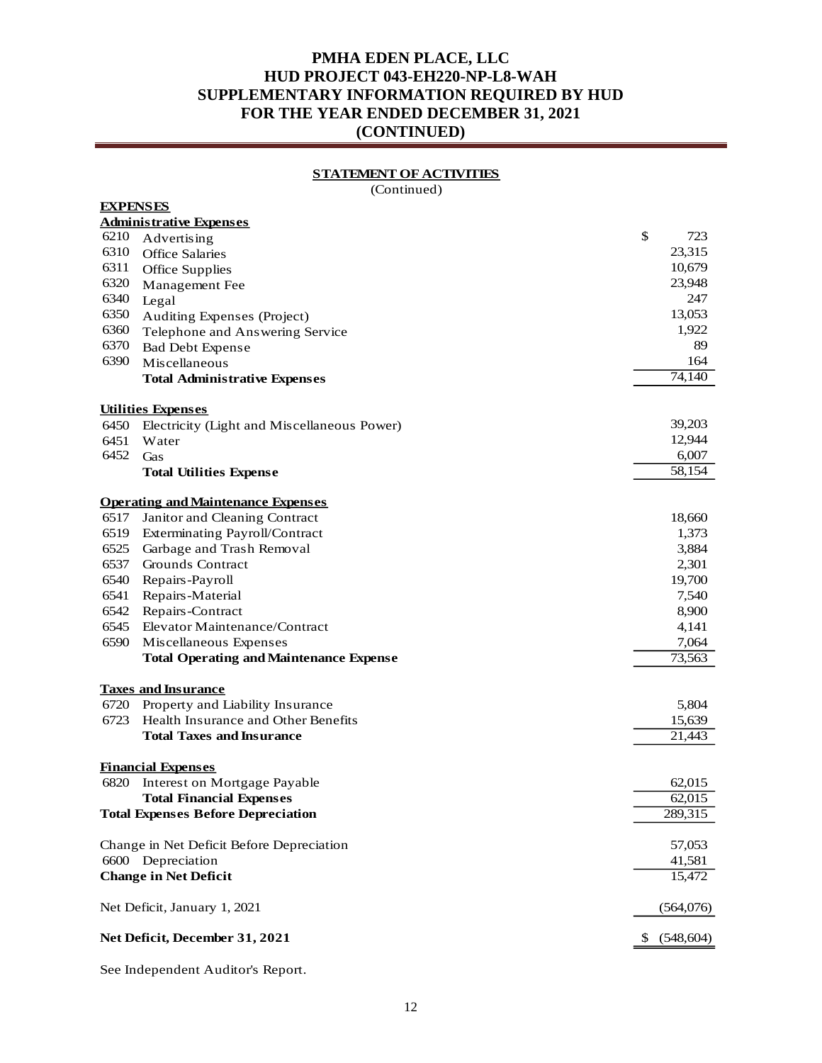# PMHA EDEN PLACE, LLC
# HUD PROJECT 043-EH220-NP-L8-WAH
# SUPPLEMENTARY INFORMATION REQUIRED BY HUD
# FOR THE YEAR ENDED DECEMBER 31, 2021
# (CONTINUED)

## STATEMENT OF ACTIVITIES

(Continued)

| | | |
|---|---|---|
| **EXPENSES** | | |
| **Administrative Expenses** | | |
| 6210 | Advertising | $ 723 |
| 6310 | Office Salaries | 23,315 |
| 6311 | Office Supplies | 10,679 |
| 6320 | Management Fee | 23,948 |
| 6340 | Legal | 247 |
| 6350 | Auditing Expenses (Project) | 13,053 |
| 6360 | Telephone and Answering Service | 1,922 |
| 6370 | Bad Debt Expense | 89 |
| 6390 | Miscellaneous | 164 |
| | **Total Administrative Expenses** | 74,140 |
| **Utilities Expenses** | | |
| 6450 | Electricity (Light and Miscellaneous Power) | 39,203 |
| 6451 | Water | 12,944 |
| 6452 | Gas | 6,007 |
| | **Total Utilities Expense** | 58,154 |
| **Operating and Maintenance Expenses** | | |
| 6517 | Janitor and Cleaning Contract | 18,660 |
| 6519 | Exterminating Payroll/Contract | 1,373 |
| 6525 | Garbage and Trash Removal | 3,884 |
| 6537 | Grounds Contract | 2,301 |
| 6540 | Repairs-Payroll | 19,700 |
| 6541 | Repairs-Material | 7,540 |
| 6542 | Repairs-Contract | 8,900 |
| 6545 | Elevator Maintenance/Contract | 4,141 |
| 6590 | Miscellaneous Expenses | 7,064 |
| | **Total Operating and Maintenance Expense** | 73,563 |
| **Taxes and Insurance** | | |
| 6720 | Property and Liability Insurance | 5,804 |
| 6723 | Health Insurance and Other Benefits | 15,639 |
| | **Total Taxes and Insurance** | 21,443 |
| **Financial Expenses** | | |
| 6820 | Interest on Mortgage Payable | 62,015 |
| | **Total Financial Expenses** | 62,015 |
| **Total Expenses Before Depreciation** | | 289,315 |
| Change in Net Deficit Before Depreciation | | 57,053 |
| 6600 | Depreciation | 41,581 |
| **Change in Net Deficit** | | 15,472 |
| Net Deficit, January 1, 2021 | | (564,076) |
| **Net Deficit, December 31, 2021** | | $ (548,604) |

See Independent Auditor's Report.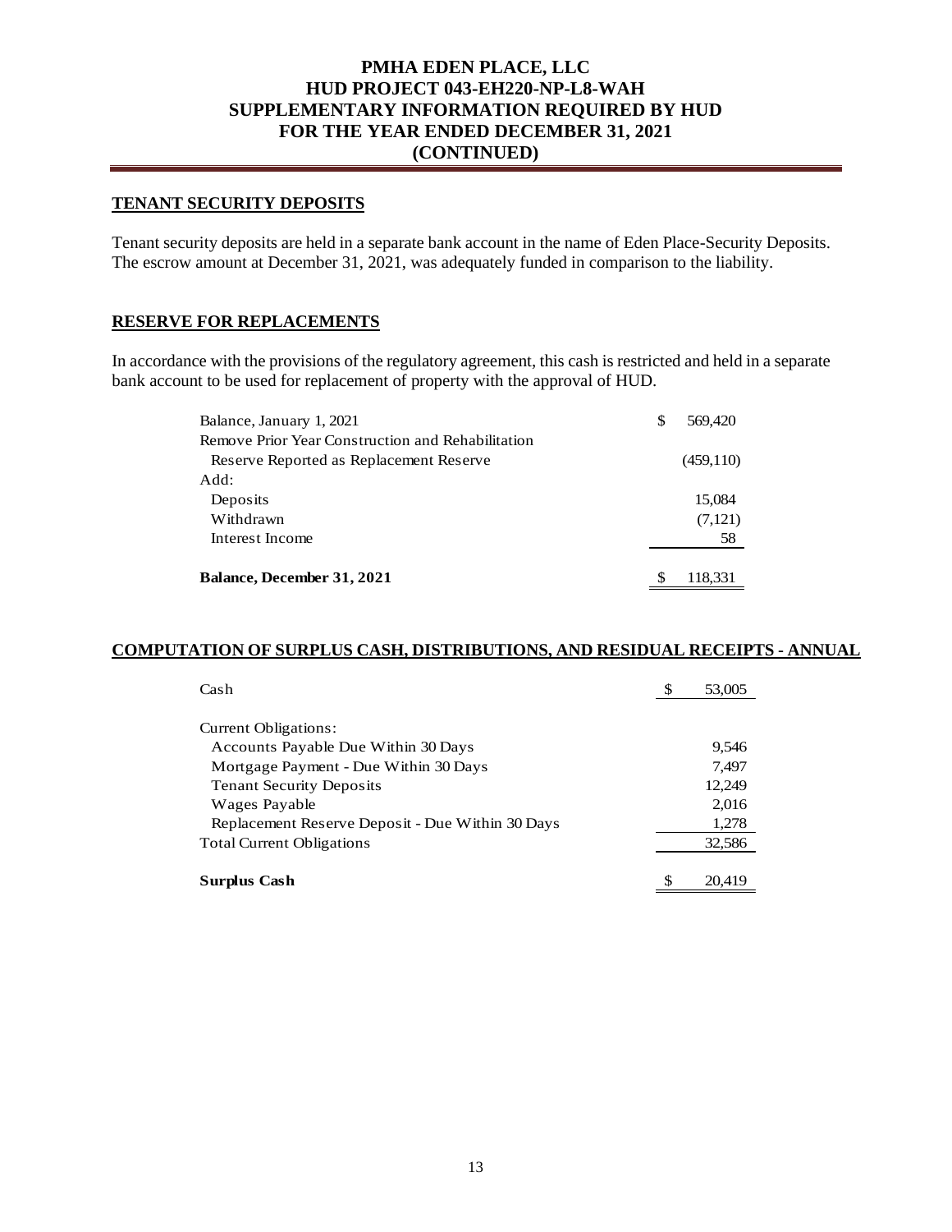# PMHA EDEN PLACE, LLC
# HUD PROJECT 043-EH220-NP-L8-WAH
# SUPPLEMENTARY INFORMATION REQUIRED BY HUD
# FOR THE YEAR ENDED DECEMBER 31, 2021
# (CONTINUED)

## TENANT SECURITY DEPOSITS

Tenant security deposits are held in a separate bank account in the name of Eden Place-Security Deposits. The escrow amount at December 31, 2021, was adequately funded in comparison to the liability.

## RESERVE FOR REPLACEMENTS

In accordance with the provisions of the regulatory agreement, this cash is restricted and held in a separate bank account to be used for replacement of property with the approval of HUD.

| | |
|---|---|
| Balance, January 1, 2021 | $ 569,420 |
| Remove Prior Year Construction and Rehabilitation Reserve Reported as Replacement Reserve | (459,110) |
| Add: | |
| Deposits | 15,084 |
| Withdrawn | (7,121) |
| Interest Income | 58 |
| **Balance, December 31, 2021** | $ 118,331 |

## COMPUTATION OF SURPLUS CASH, DISTRIBUTIONS, AND RESIDUAL RECEIPTS - ANNUAL

| | |
|---|---|
| Cash | $ 53,005 |
| Current Obligations: | |
| Accounts Payable Due Within 30 Days | 9,546 |
| Mortgage Payment - Due Within 30 Days | 7,497 |
| Tenant Security Deposits | 12,249 |
| Wages Payable | 2,016 |
| Replacement Reserve Deposit - Due Within 30 Days | 1,278 |
| Total Current Obligations | 32,586 |
| **Surplus Cash** | $ 20,419 |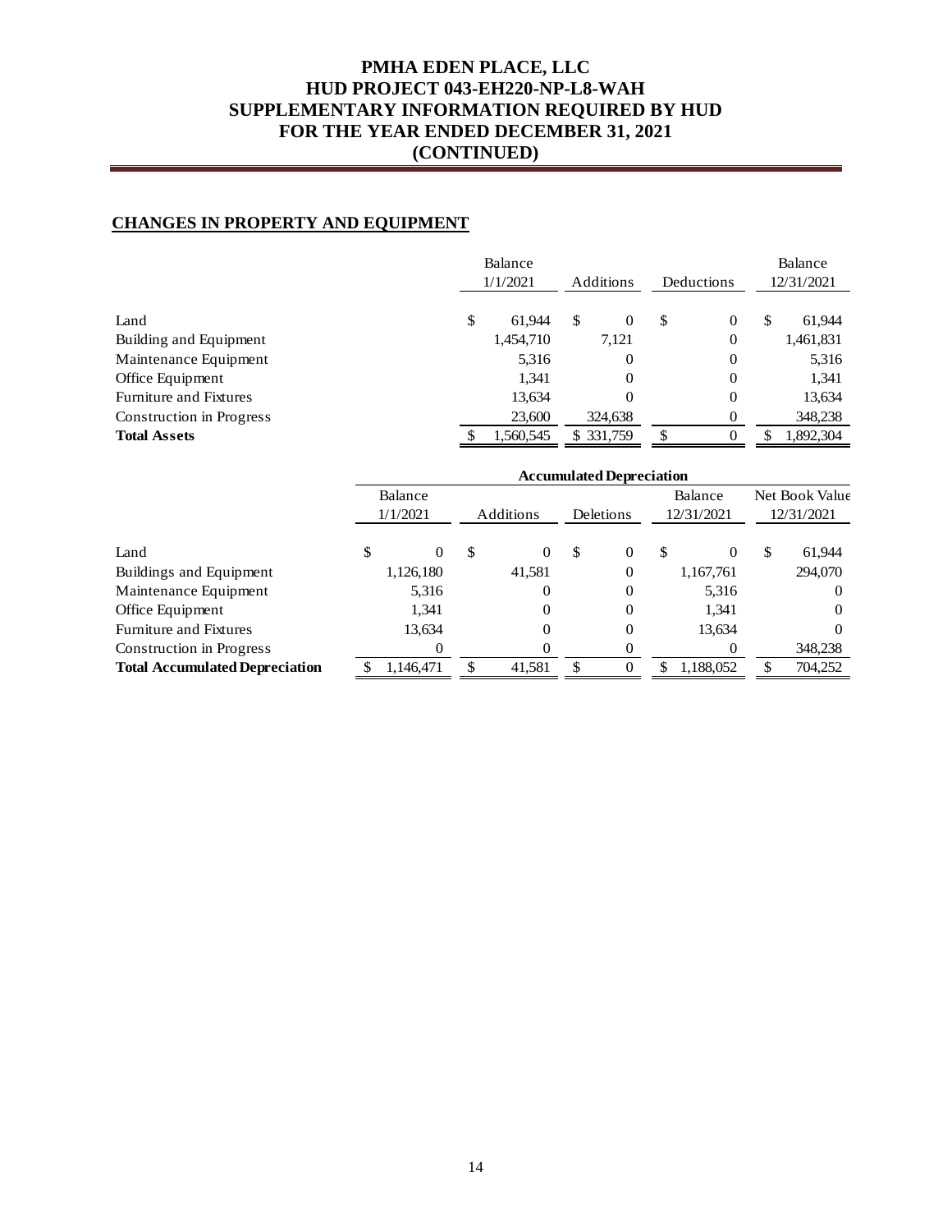# PMHA EDEN PLACE, LLC
# HUD PROJECT 043-EH220-NP-L8-WAH
# SUPPLEMENTARY INFORMATION REQUIRED BY HUD
# FOR THE YEAR ENDED DECEMBER 31, 2021
# (CONTINUED)

## CHANGES IN PROPERTY AND EQUIPMENT

| | Balance 1/1/2021 | Additions | Deductions | Balance 12/31/2021 |
|---|---|---|---|---|
| Land | $ 61,944 | $ 0 | $ 0 | $ 61,944 |
| Building and Equipment | 1,454,710 | 7,121 | 0 | 1,461,831 |
| Maintenance Equipment | 5,316 | 0 | 0 | 5,316 |
| Office Equipment | 1,341 | 0 | 0 | 1,341 |
| Furniture and Fixtures | 13,634 | 0 | 0 | 13,634 |
| Construction in Progress | 23,600 | 324,638 | 0 | 348,238 |
| **Total Assets** | $ 1,560,545 | $ 331,759 | $ 0 | $ 1,892,304 |

| | Accumulated Depreciation | | | | |
|---|---|---|---|---|---|
| | Balance 1/1/2021 | Additions | Deletions | Balance 12/31/2021 | Net Book Value 12/31/2021 |
| Land | $ 0 | $ 0 | $ 0 | $ 0 | $ 61,944 |
| Buildings and Equipment | 1,126,180 | 41,581 | 0 | 1,167,761 | 294,070 |
| Maintenance Equipment | 5,316 | 0 | 0 | 5,316 | 0 |
| Office Equipment | 1,341 | 0 | 0 | 1,341 | 0 |
| Furniture and Fixtures | 13,634 | 0 | 0 | 13,634 | 0 |
| Construction in Progress | 0 | 0 | 0 | 0 | 348,238 |
| **Total Accumulated Depreciation** | $ 1,146,471 | $ 41,581 | $ 0 | $ 1,188,052 | $ 704,252 |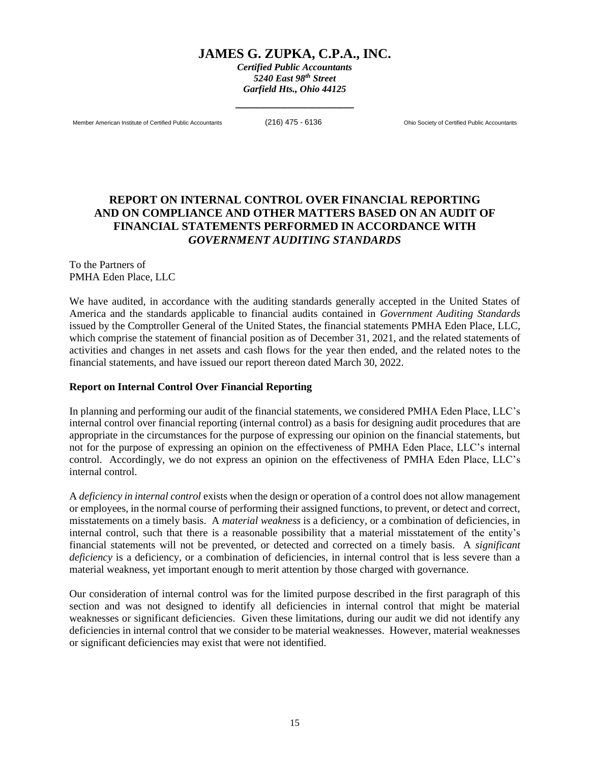# JAMES G. ZUPKA, C.P.A., INC.

***Certified Public Accountants***
***5240 East 98th Street***
***Garfield Hts., Ohio 44125***

Member American Institute of Certified Public Accountants (216) 475 - 6136 Ohio Society of Certified Public Accountants

## REPORT ON INTERNAL CONTROL OVER FINANCIAL REPORTING AND ON COMPLIANCE AND OTHER MATTERS BASED ON AN AUDIT OF FINANCIAL STATEMENTS PERFORMED IN ACCORDANCE WITH *GOVERNMENT AUDITING STANDARDS*

To the Partners of
PMHA Eden Place, LLC

We have audited, in accordance with the auditing standards generally accepted in the United States of America and the standards applicable to financial audits contained in *Government Auditing Standards* issued by the Comptroller General of the United States, the financial statements PMHA Eden Place, LLC, which comprise the statement of financial position as of December 31, 2021, and the related statements of activities and changes in net assets and cash flows for the year then ended, and the related notes to the financial statements, and have issued our report thereon dated March 30, 2022.

**Report on Internal Control Over Financial Reporting**

In planning and performing our audit of the financial statements, we considered PMHA Eden Place, LLC's internal control over financial reporting (internal control) as a basis for designing audit procedures that are appropriate in the circumstances for the purpose of expressing our opinion on the financial statements, but not for the purpose of expressing an opinion on the effectiveness of PMHA Eden Place, LLC's internal control. Accordingly, we do not express an opinion on the effectiveness of PMHA Eden Place, LLC's internal control.

A *deficiency in internal control* exists when the design or operation of a control does not allow management or employees, in the normal course of performing their assigned functions, to prevent, or detect and correct, misstatements on a timely basis. A *material weakness* is a deficiency, or a combination of deficiencies, in internal control, such that there is a reasonable possibility that a material misstatement of the entity's financial statements will not be prevented, or detected and corrected on a timely basis. A *significant deficiency* is a deficiency, or a combination of deficiencies, in internal control that is less severe than a material weakness, yet important enough to merit attention by those charged with governance.

Our consideration of internal control was for the limited purpose described in the first paragraph of this section and was not designed to identify all deficiencies in internal control that might be material weaknesses or significant deficiencies. Given these limitations, during our audit we did not identify any deficiencies in internal control that we consider to be material weaknesses. However, material weaknesses or significant deficiencies may exist that were not identified.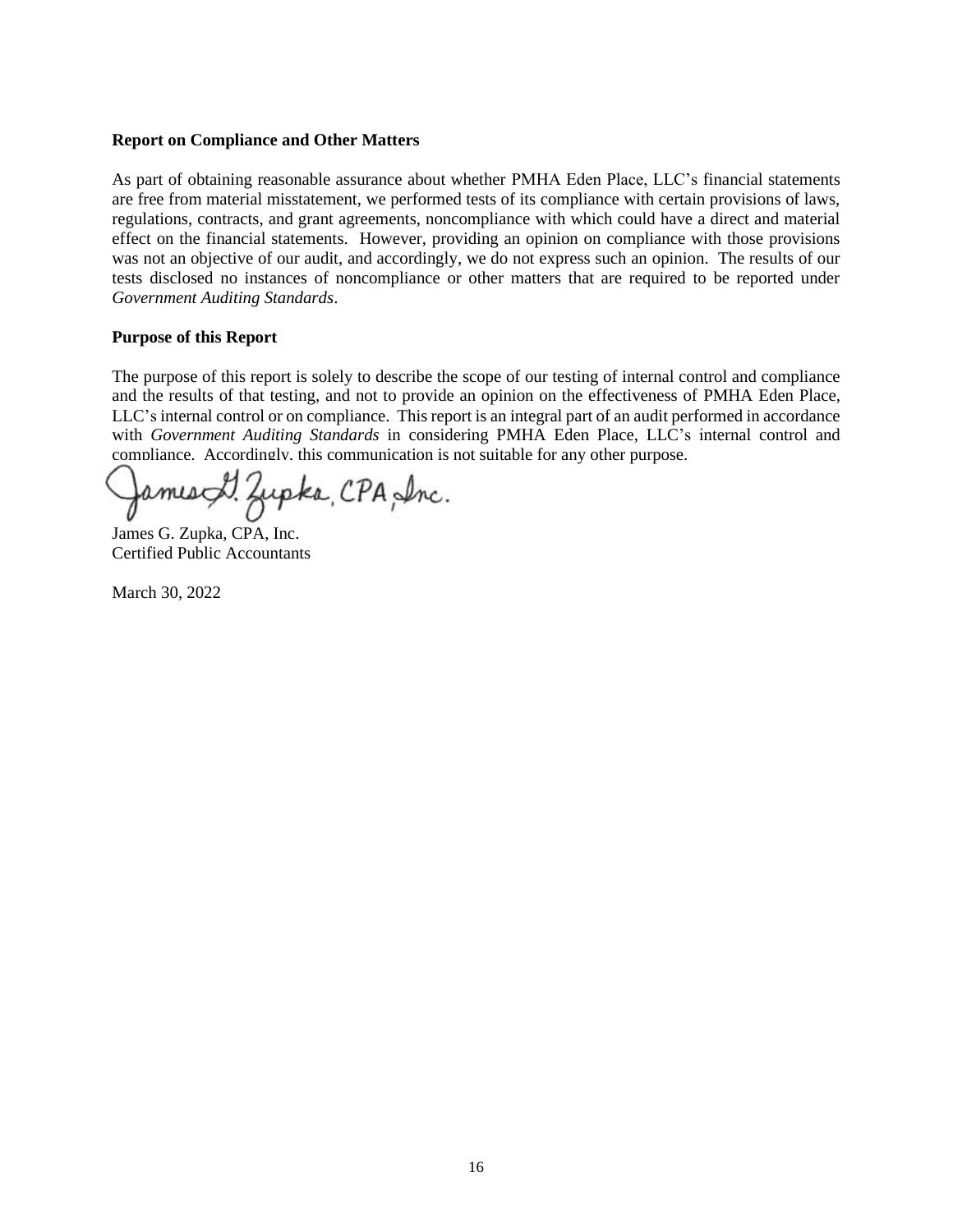**Report on Compliance and Other Matters**

As part of obtaining reasonable assurance about whether PMHA Eden Place, LLC's financial statements are free from material misstatement, we performed tests of its compliance with certain provisions of laws, regulations, contracts, and grant agreements, noncompliance with which could have a direct and material effect on the financial statements. However, providing an opinion on compliance with those provisions was not an objective of our audit, and accordingly, we do not express such an opinion. The results of our tests disclosed no instances of noncompliance or other matters that are required to be reported under *Government Auditing Standards*.

**Purpose of this Report**

The purpose of this report is solely to describe the scope of our testing of internal control and compliance and the results of that testing, and not to provide an opinion on the effectiveness of PMHA Eden Place, LLC's internal control or on compliance. This report is an integral part of an audit performed in accordance with *Government Auditing Standards* in considering PMHA Eden Place, LLC's internal control and compliance. Accordingly, this communication is not suitable for any other purpose.

James G. Zupka, CPA, Inc.

James G. Zupka, CPA, Inc.
Certified Public Accountants

March 30, 2022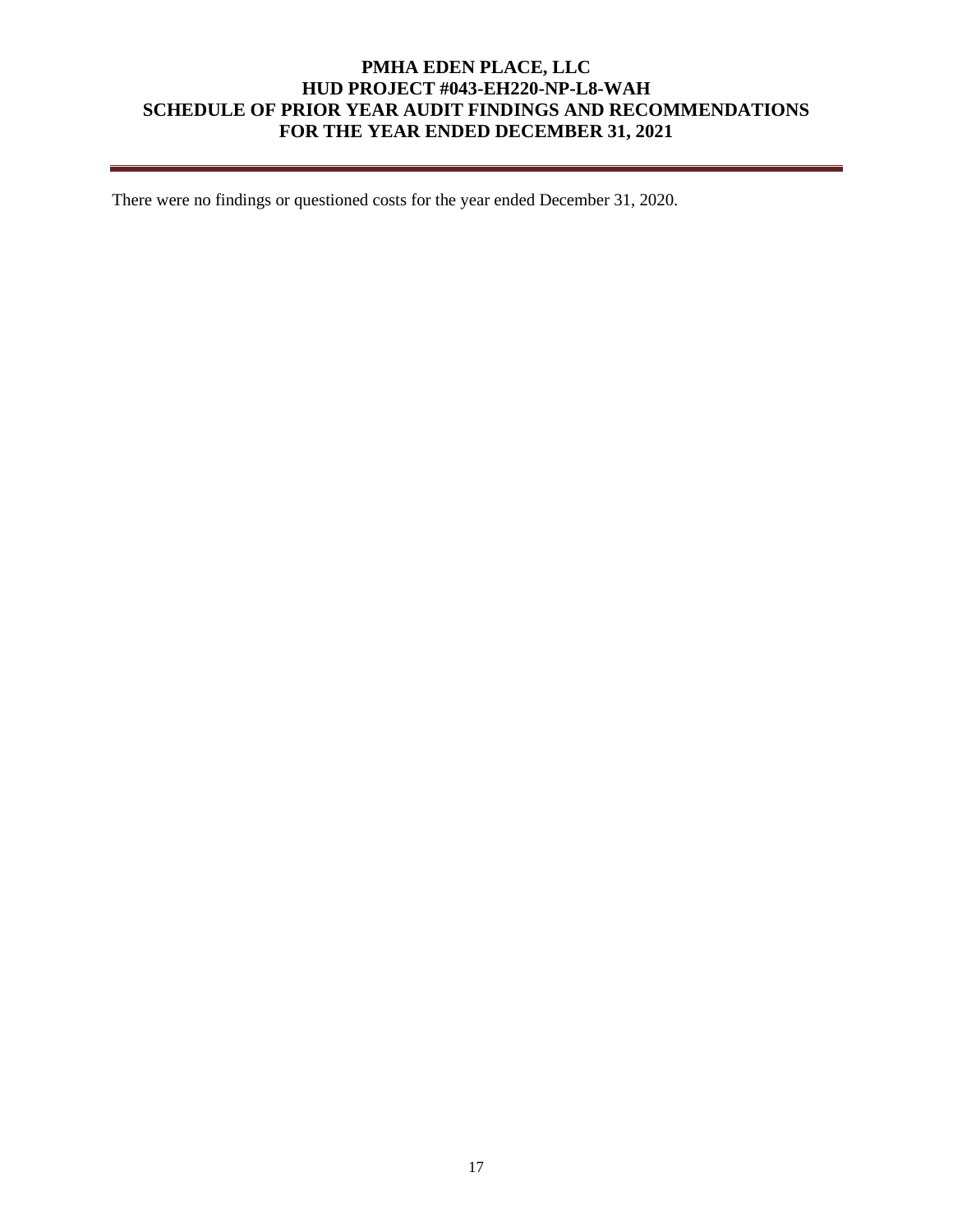# PMHA EDEN PLACE, LLC
# HUD PROJECT #043-EH220-NP-L8-WAH
# SCHEDULE OF PRIOR YEAR AUDIT FINDINGS AND RECOMMENDATIONS
# FOR THE YEAR ENDED DECEMBER 31, 2021

There were no findings or questioned costs for the year ended December 31, 2020.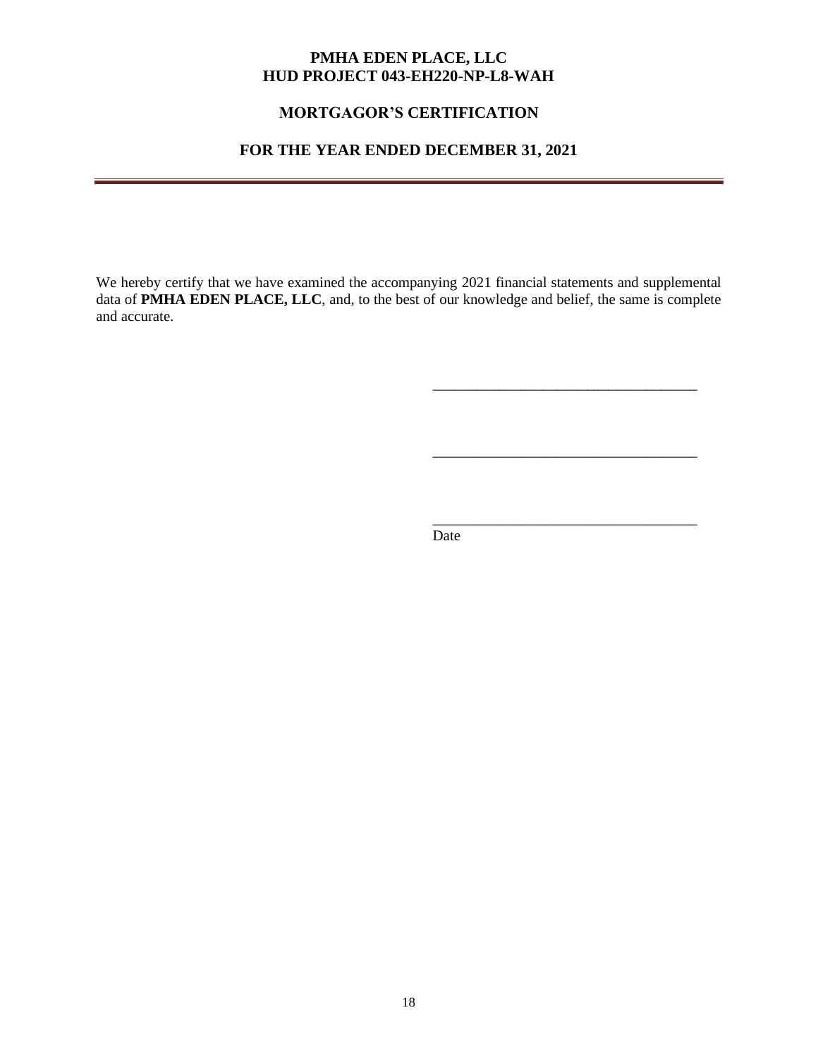# PMHA EDEN PLACE, LLC
# HUD PROJECT 043-EH220-NP-L8-WAH

## MORTGAGOR'S CERTIFICATION

## FOR THE YEAR ENDED DECEMBER 31, 2021

We hereby certify that we have examined the accompanying 2021 financial statements and supplemental data of **PMHA EDEN PLACE, LLC**, and, to the best of our knowledge and belief, the same is complete and accurate.

\_\_\_\_\_\_\_\_\_\_\_\_\_\_\_\_\_\_\_\_\_\_\_\_\_\_\_\_\_\_\_\_\_\_\_\_

\_\_\_\_\_\_\_\_\_\_\_\_\_\_\_\_\_\_\_\_\_\_\_\_\_\_\_\_\_\_\_\_\_\_\_\_

\_\_\_\_\_\_\_\_\_\_\_\_\_\_\_\_\_\_\_\_\_\_\_\_\_\_\_\_\_\_\_\_\_\_\_\_
Date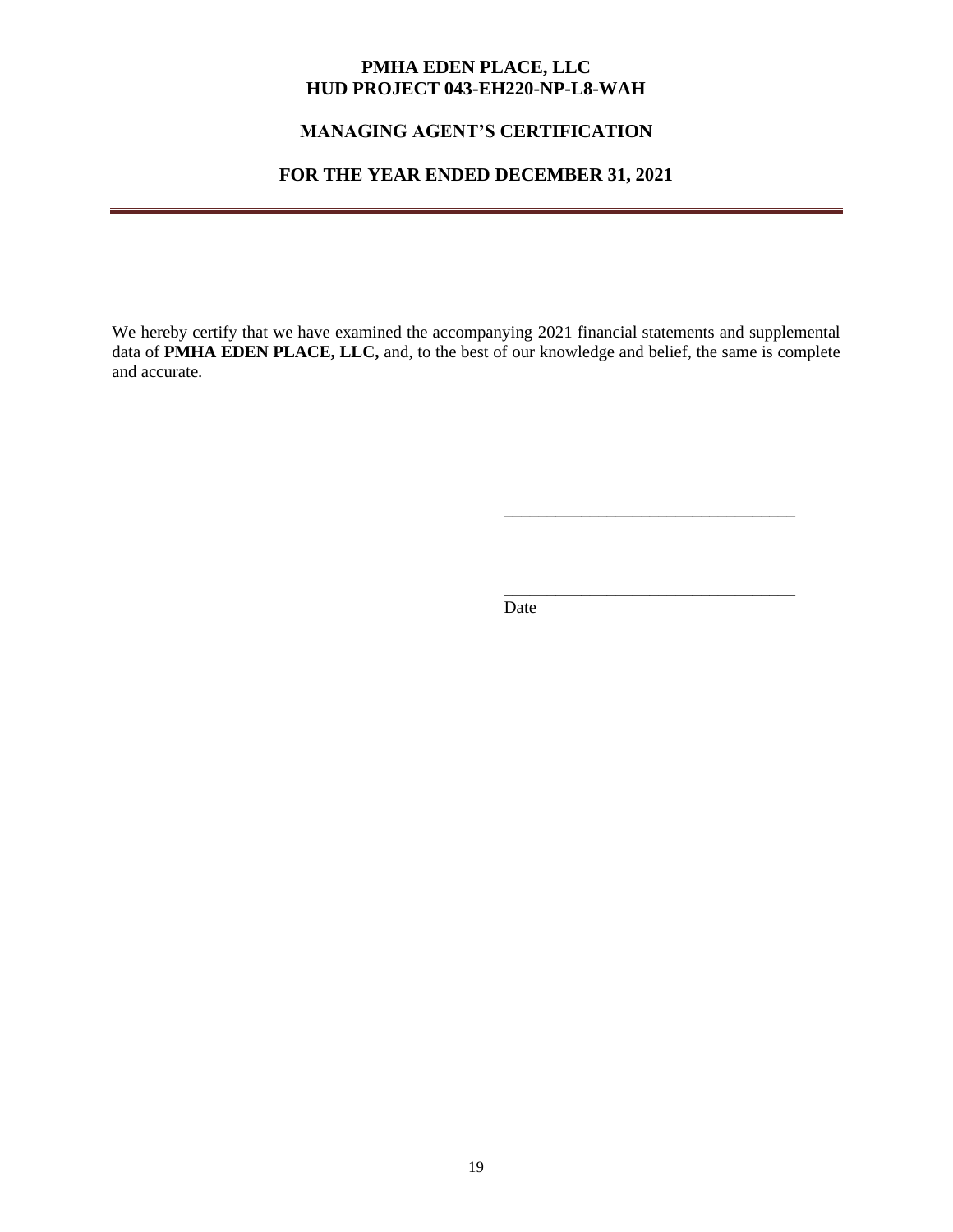# PMHA EDEN PLACE, LLC
# HUD PROJECT 043-EH220-NP-L8-WAH

## MANAGING AGENT'S CERTIFICATION

## FOR THE YEAR ENDED DECEMBER 31, 2021

We hereby certify that we have examined the accompanying 2021 financial statements and supplemental data of **PMHA EDEN PLACE, LLC,** and, to the best of our knowledge and belief, the same is complete and accurate.

\_\_\_\_\_\_\_\_\_\_\_\_\_\_\_\_\_\_\_\_\_\_\_\_\_\_\_\_\_\_\_\_\_\_

\_\_\_\_\_\_\_\_\_\_\_\_\_\_\_\_\_\_\_\_\_\_\_\_\_\_\_\_\_\_\_\_\_\_
Date